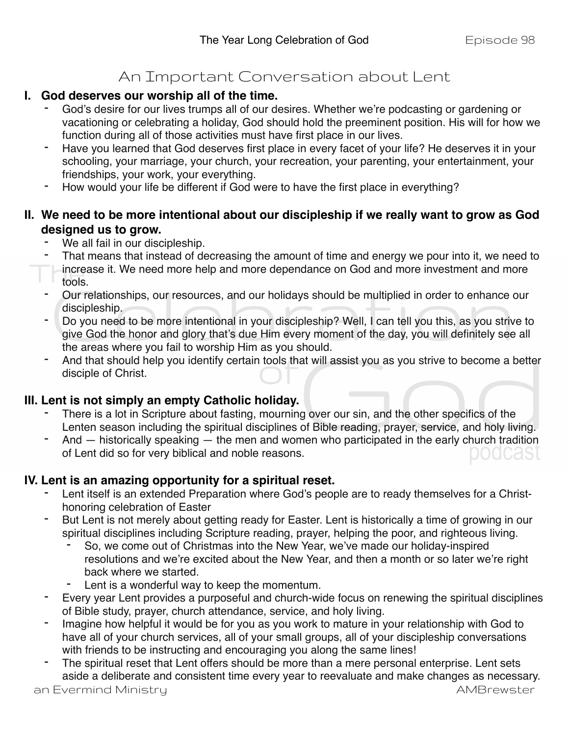# An Important Conversation about Lent

## I. God deserves our worship all of the time.

- God's desire for our lives trumps all of our desires. Whether we're podcasting or gardening or vacationing or celebrating a holiday, God should hold the preeminent position. His will for how we function during all of those activities must have first place in our lives.
- Have you learned that God deserves first place in every facet of your life? He deserves it in your schooling, your marriage, your church, your recreation, your parenting, your entertainment, your friendships, your work, your everything.
- How would your life be different if God were to have the first place in everything?

## II. We need to be more intentional about our discipleship if we really want to grow as God designed us to grow.

- We all fail in our discipleship.
- That means that instead of decreasing the amount of time and energy we pour into it, we need to increase it. We need more help and more dependance on God and more investment and more tools.
- Our relationships, our resources, and our holidays should be multiplied in order to enhance our discipleship.
- Do you need to be more intentional in your discipleship? Well, I can tell you this, as you strive to give God the honor and glory that's due Him every moment of the day, you will definitely see all the areas where you fail to worship Him as you should.
- And that should help you identify certain tools that will assist you as you strive to become a better disciple of Christ.

## III. Lent is not simply an empty Catholic holiday.

- There is a lot in Scripture about fasting, mourning over our sin, and the other specifics of the Lenten season including the spiritual disciplines of Bible reading, prayer, service, and holy living.
- And — historically speaking — the men and women who participated in the early church tradition of Lent did so for very biblical and noble reasons.

## IV. Lent is an amazing opportunity for a spiritual reset.

- Lent itself is an extended Preparation where God's people are to ready themselves for a Christ-honoring celebration of Easter
- But Lent is not merely about getting ready for Easter. Lent is historically a time of growing in our spiritual disciplines including Scripture reading, prayer, helping the poor, and righteous living.
  - So, we come out of Christmas into the New Year, we've made our holiday-inspired resolutions and we're excited about the New Year, and then a month or so later we're right back where we started.
  - Lent is a wonderful way to keep the momentum.
- Every year Lent provides a purposeful and church-wide focus on renewing the spiritual disciplines of Bible study, prayer, church attendance, service, and holy living.
- Imagine how helpful it would be for you as you work to mature in your relationship with God to have all of your church services, all of your small groups, all of your discipleship conversations with friends to be instructing and encouraging you along the same lines!
- The spiritual reset that Lent offers should be more than a mere personal enterprise. Lent sets aside a deliberate and consistent time every year to reevaluate and make changes as necessary.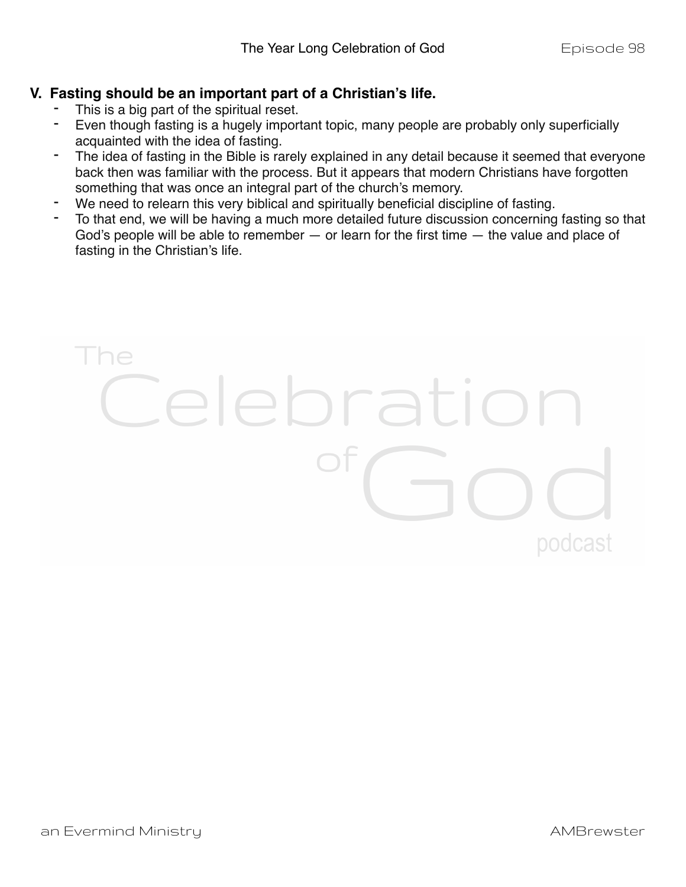## V. Fasting should be an important part of a Christian's life.

- This is a big part of the spiritual reset.
- Even though fasting is a hugely important topic, many people are probably only superficially acquainted with the idea of fasting.
- The idea of fasting in the Bible is rarely explained in any detail because it seemed that everyone back then was familiar with the process. But it appears that modern Christians have forgotten something that was once an integral part of the church's memory.
- We need to relearn this very biblical and spiritually beneficial discipline of fasting.
- To that end, we will be having a much more detailed future discussion concerning fasting so that God's people will be able to remember — or learn for the first time — the value and place of fasting in the Christian's life.